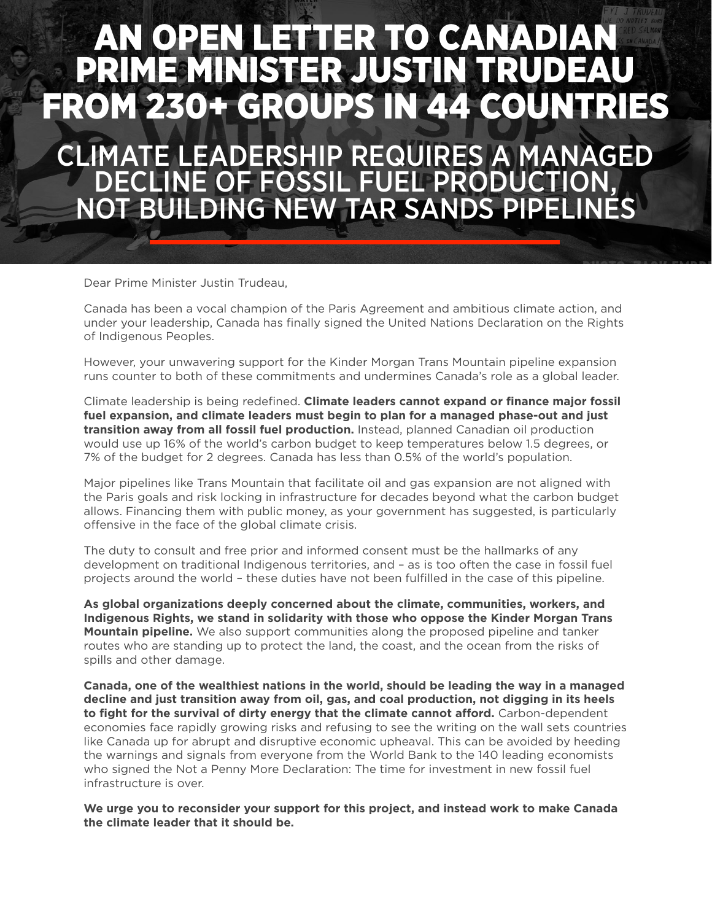# AN OPEN LETTER TO CANADIAN PRIME MINISTER JUSTIN TRUDEAU FROM 230+ GROUPS IN 44 COUNTRIES

## CLIMATE LEADERSHIP REQUIRES A MANAGED DECLINE OF FOSSIL FUEL PRODUCTION, NOT BUILDING NEW TAR SANDS PIPELINES

Dear Prime Minister Justin Trudeau,

Canada has been a vocal champion of the Paris Agreement and ambitious climate action, and under your leadership, Canada has finally signed the United Nations Declaration on the Rights of Indigenous Peoples.

However, your unwavering support for the Kinder Morgan Trans Mountain pipeline expansion runs counter to both of these commitments and undermines Canada's role as a global leader.

Climate leadership is being redefined. **Climate leaders cannot expand or finance major fossil fuel expansion, and climate leaders must begin to plan for a managed phase-out and just transition away from all fossil fuel production.** Instead, planned Canadian oil production would use up 16% of the world's carbon budget to keep temperatures below 1.5 degrees, or 7% of the budget for 2 degrees. Canada has less than 0.5% of the world's population.

Major pipelines like Trans Mountain that facilitate oil and gas expansion are not aligned with the Paris goals and risk locking in infrastructure for decades beyond what the carbon budget allows. Financing them with public money, as your government has suggested, is particularly offensive in the face of the global climate crisis.

The duty to consult and free prior and informed consent must be the hallmarks of any development on traditional Indigenous territories, and – as is too often the case in fossil fuel projects around the world – these duties have not been fulfilled in the case of this pipeline.

**As global organizations deeply concerned about the climate, communities, workers, and Indigenous Rights, we stand in solidarity with those who oppose the Kinder Morgan Trans Mountain pipeline.** We also support communities along the proposed pipeline and tanker routes who are standing up to protect the land, the coast, and the ocean from the risks of spills and other damage.

**Canada, one of the wealthiest nations in the world, should be leading the way in a managed decline and just transition away from oil, gas, and coal production, not digging in its heels to fight for the survival of dirty energy that the climate cannot afford.** Carbon-dependent economies face rapidly growing risks and refusing to see the writing on the wall sets countries like Canada up for abrupt and disruptive economic upheaval. This can be avoided by heeding the warnings and signals from everyone from the World Bank to the 140 leading economists who signed the Not a Penny More Declaration: The time for investment in new fossil fuel infrastructure is over.

**We urge you to reconsider your support for this project, and instead work to make Canada the climate leader that it should be.**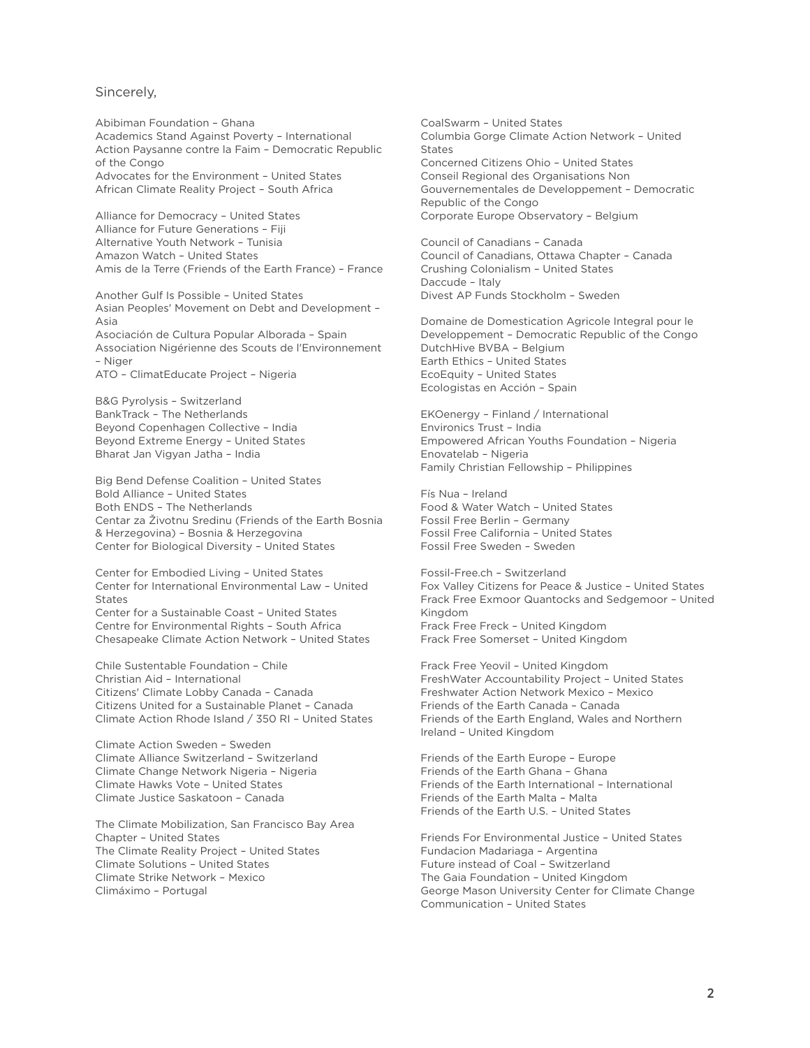Sincerely,

Abibiman Foundation – Ghana
Academics Stand Against Poverty – International
Action Paysanne contre la Faim – Democratic Republic of the Congo
Advocates for the Environment – United States
African Climate Reality Project – South Africa

Alliance for Democracy – United States
Alliance for Future Generations – Fiji
Alternative Youth Network – Tunisia
Amazon Watch – United States
Amis de la Terre (Friends of the Earth France) – France

Another Gulf Is Possible – United States
Asian Peoples' Movement on Debt and Development – Asia
Asociación de Cultura Popular Alborada – Spain
Association Nigérienne des Scouts de l'Environnement – Niger
ATO – ClimatEducate Project – Nigeria

B&G Pyrolysis – Switzerland
BankTrack – The Netherlands
Beyond Copenhagen Collective – India
Beyond Extreme Energy – United States
Bharat Jan Vigyan Jatha – India

Big Bend Defense Coalition – United States
Bold Alliance – United States
Both ENDS – The Netherlands
Centar za Životnu Sredinu (Friends of the Earth Bosnia & Herzegovina) – Bosnia & Herzegovina
Center for Biological Diversity – United States

Center for Embodied Living – United States
Center for International Environmental Law – United States
Center for a Sustainable Coast – United States
Centre for Environmental Rights – South Africa
Chesapeake Climate Action Network – United States

Chile Sustentable Foundation – Chile
Christian Aid – International
Citizens' Climate Lobby Canada – Canada
Citizens United for a Sustainable Planet – Canada
Climate Action Rhode Island / 350 RI – United States

Climate Action Sweden – Sweden
Climate Alliance Switzerland – Switzerland
Climate Change Network Nigeria – Nigeria
Climate Hawks Vote – United States
Climate Justice Saskatoon – Canada

The Climate Mobilization, San Francisco Bay Area Chapter – United States
The Climate Reality Project – United States
Climate Solutions – United States
Climate Strike Network – Mexico
Climáximo – Portugal

CoalSwarm – United States
Columbia Gorge Climate Action Network – United States
Concerned Citizens Ohio – United States
Conseil Regional des Organisations Non Gouvernementales de Developpement – Democratic Republic of the Congo
Corporate Europe Observatory – Belgium

Council of Canadians – Canada
Council of Canadians, Ottawa Chapter – Canada
Crushing Colonialism – United States
Daccude – Italy
Divest AP Funds Stockholm – Sweden

Domaine de Domestication Agricole Integral pour le Developpement – Democratic Republic of the Congo
DutchHive BVBA – Belgium
Earth Ethics – United States
EcoEquity – United States
Ecologistas en Acción – Spain

EKOenergy – Finland / International
Environics Trust – India
Empowered African Youths Foundation – Nigeria
Enovatelab – Nigeria
Family Christian Fellowship – Philippines

Fís Nua – Ireland
Food & Water Watch – United States
Fossil Free Berlin – Germany
Fossil Free California – United States
Fossil Free Sweden – Sweden

Fossil-Free.ch – Switzerland
Fox Valley Citizens for Peace & Justice – United States
Frack Free Exmoor Quantocks and Sedgemoor – United Kingdom
Frack Free Freck – United Kingdom
Frack Free Somerset – United Kingdom

Frack Free Yeovil – United Kingdom
FreshWater Accountability Project – United States
Freshwater Action Network Mexico – Mexico
Friends of the Earth Canada – Canada
Friends of the Earth England, Wales and Northern Ireland – United Kingdom

Friends of the Earth Europe – Europe
Friends of the Earth Ghana – Ghana
Friends of the Earth International – International
Friends of the Earth Malta – Malta
Friends of the Earth U.S. – United States

Friends For Environmental Justice – United States
Fundacion Madariaga – Argentina
Future instead of Coal – Switzerland
The Gaia Foundation – United Kingdom
George Mason University Center for Climate Change Communication – United States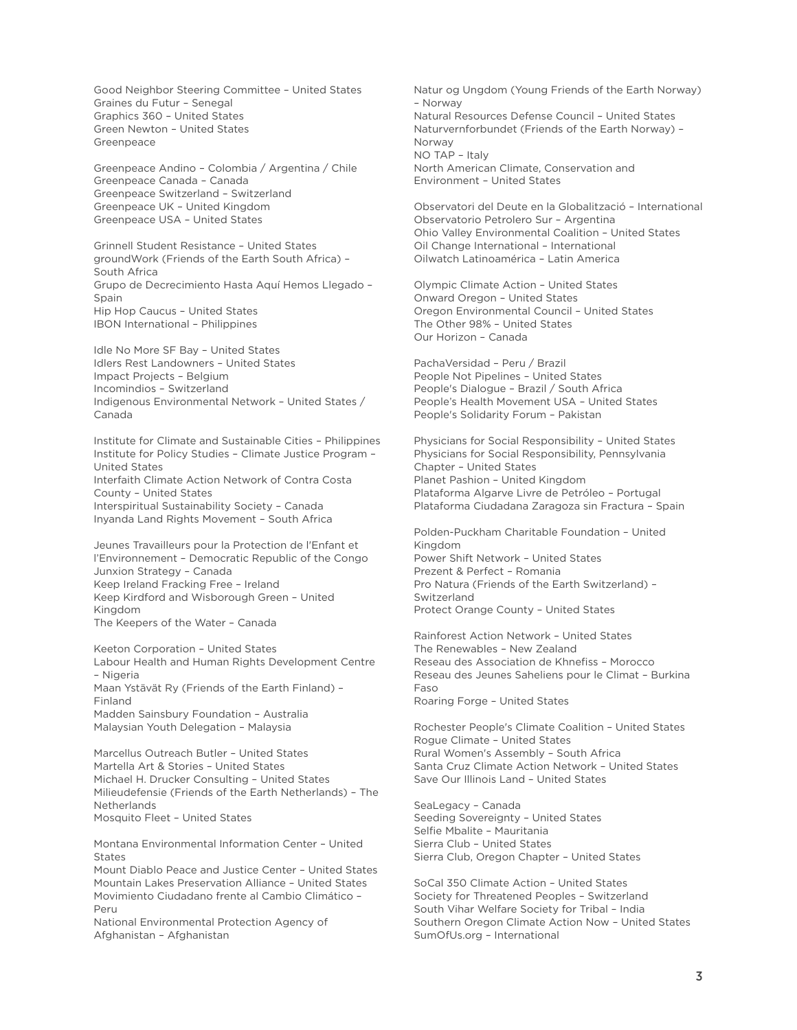Good Neighbor Steering Committee – United States
Graines du Futur – Senegal
Graphics 360 – United States
Green Newton – United States
Greenpeace

Greenpeace Andino – Colombia / Argentina / Chile
Greenpeace Canada – Canada
Greenpeace Switzerland – Switzerland
Greenpeace UK – United Kingdom
Greenpeace USA – United States

Grinnell Student Resistance – United States
groundWork (Friends of the Earth South Africa) – South Africa
Grupo de Decrecimiento Hasta Aquí Hemos Llegado – Spain
Hip Hop Caucus – United States
IBON International – Philippines

Idle No More SF Bay – United States
Idlers Rest Landowners – United States
Impact Projects – Belgium
Incomindios – Switzerland
Indigenous Environmental Network – United States / Canada

Institute for Climate and Sustainable Cities – Philippines
Institute for Policy Studies – Climate Justice Program – United States
Interfaith Climate Action Network of Contra Costa County – United States
Interspiritual Sustainability Society – Canada
Inyanda Land Rights Movement – South Africa

Jeunes Travailleurs pour la Protection de l'Enfant et l'Environnement – Democratic Republic of the Congo
Junxion Strategy – Canada
Keep Ireland Fracking Free – Ireland
Keep Kirdford and Wisborough Green – United Kingdom
The Keepers of the Water – Canada

Keeton Corporation – United States
Labour Health and Human Rights Development Centre – Nigeria
Maan Ystävät Ry (Friends of the Earth Finland) – Finland
Madden Sainsbury Foundation – Australia
Malaysian Youth Delegation – Malaysia

Marcellus Outreach Butler – United States
Martella Art & Stories – United States
Michael H. Drucker Consulting – United States
Milieudefensie (Friends of the Earth Netherlands) – The Netherlands
Mosquito Fleet – United States

Montana Environmental Information Center – United States
Mount Diablo Peace and Justice Center – United States
Mountain Lakes Preservation Alliance – United States
Movimiento Ciudadano frente al Cambio Climático – Peru
National Environmental Protection Agency of Afghanistan – Afghanistan

Natur og Ungdom (Young Friends of the Earth Norway) – Norway
Natural Resources Defense Council – United States
Naturvernforbundet (Friends of the Earth Norway) – Norway
NO TAP – Italy
North American Climate, Conservation and Environment – United States

Observatori del Deute en la Globalització – International
Observatorio Petrolero Sur – Argentina
Ohio Valley Environmental Coalition – United States
Oil Change International – International
Oilwatch Latinoamérica – Latin America

Olympic Climate Action – United States
Onward Oregon – United States
Oregon Environmental Council – United States
The Other 98% – United States
Our Horizon – Canada

PachaVersidad – Peru / Brazil
People Not Pipelines – United States
People's Dialogue – Brazil / South Africa
People's Health Movement USA – United States
People's Solidarity Forum – Pakistan

Physicians for Social Responsibility – United States
Physicians for Social Responsibility, Pennsylvania Chapter – United States
Planet Pashion – United Kingdom
Plataforma Algarve Livre de Petróleo – Portugal
Plataforma Ciudadana Zaragoza sin Fractura – Spain

Polden-Puckham Charitable Foundation – United Kingdom
Power Shift Network – United States
Prezent & Perfect – Romania
Pro Natura (Friends of the Earth Switzerland) – Switzerland
Protect Orange County – United States

Rainforest Action Network – United States
The Renewables – New Zealand
Reseau des Association de Khnefiss – Morocco
Reseau des Jeunes Saheliens pour le Climat – Burkina Faso
Roaring Forge – United States

Rochester People's Climate Coalition – United States
Rogue Climate – United States
Rural Women's Assembly – South Africa
Santa Cruz Climate Action Network – United States
Save Our Illinois Land – United States

SeaLegacy – Canada
Seeding Sovereignty – United States
Selfie Mbalite – Mauritania
Sierra Club – United States
Sierra Club, Oregon Chapter – United States

SoCal 350 Climate Action – United States
Society for Threatened Peoples – Switzerland
South Vihar Welfare Society for Tribal – India
Southern Oregon Climate Action Now – United States
SumOfUs.org – International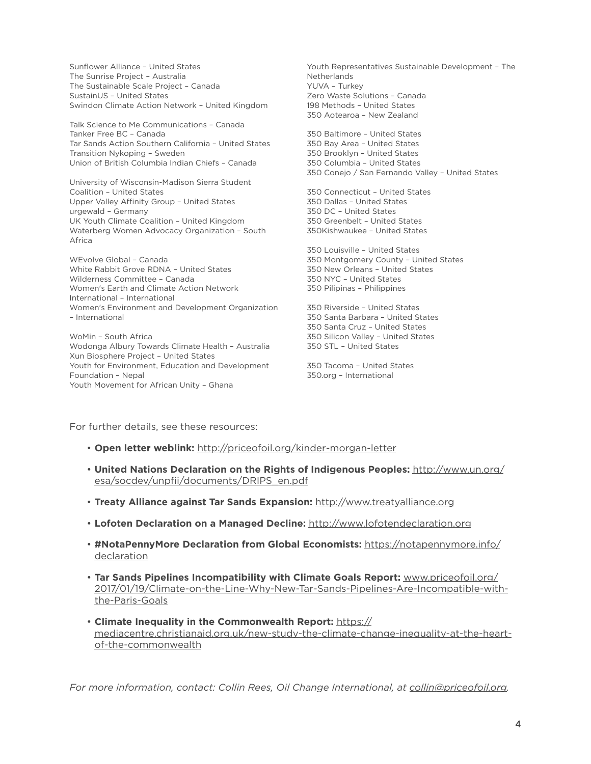Sunflower Alliance – United States
The Sunrise Project – Australia
The Sustainable Scale Project – Canada
SustainUS – United States
Swindon Climate Action Network – United Kingdom

Talk Science to Me Communications – Canada
Tanker Free BC – Canada
Tar Sands Action Southern California – United States
Transition Nykoping – Sweden
Union of British Columbia Indian Chiefs – Canada

University of Wisconsin-Madison Sierra Student Coalition – United States
Upper Valley Affinity Group – United States
urgewald – Germany
UK Youth Climate Coalition – United Kingdom
Waterberg Women Advocacy Organization – South Africa

WEvolve Global – Canada
White Rabbit Grove RDNA – United States
Wilderness Committee – Canada
Women's Earth and Climate Action Network International – International
Women's Environment and Development Organization – International

WoMin – South Africa
Wodonga Albury Towards Climate Health – Australia
Xun Biosphere Project – United States
Youth for Environment, Education and Development Foundation – Nepal
Youth Movement for African Unity – Ghana

Youth Representatives Sustainable Development – The Netherlands
YUVA – Turkey
Zero Waste Solutions – Canada
198 Methods – United States
350 Aotearoa – New Zealand

350 Baltimore – United States
350 Bay Area – United States
350 Brooklyn – United States
350 Columbia – United States
350 Conejo / San Fernando Valley – United States

350 Connecticut – United States
350 Dallas – United States
350 DC – United States
350 Greenbelt – United States
350Kishwaukee – United States

350 Louisville – United States
350 Montgomery County – United States
350 New Orleans – United States
350 NYC – United States
350 Pilipinas – Philippines

350 Riverside – United States
350 Santa Barbara – United States
350 Santa Cruz – United States
350 Silicon Valley – United States
350 STL – United States

350 Tacoma – United States
350.org – International

For further details, see these resources:

- **Open letter weblink:** http://priceofoil.org/kinder-morgan-letter
- **United Nations Declaration on the Rights of Indigenous Peoples:** http://www.un.org/esa/socdev/unpfii/documents/DRIPS_en.pdf
- **Treaty Alliance against Tar Sands Expansion:** http://www.treatyalliance.org
- **Lofoten Declaration on a Managed Decline:** http://www.lofotendeclaration.org
- **#NotaPennyMore Declaration from Global Economists:** https://notapennymore.info/declaration
- **Tar Sands Pipelines Incompatibility with Climate Goals Report:** www.priceofoil.org/2017/01/19/Climate-on-the-Line-Why-New-Tar-Sands-Pipelines-Are-Incompatible-with-the-Paris-Goals
- **Climate Inequality in the Commonwealth Report:** https://mediacentre.christianaid.org.uk/new-study-the-climate-change-inequality-at-the-heart-of-the-commonwealth

*For more information, contact: Collin Rees, Oil Change International, at collin@priceofoil.org.*